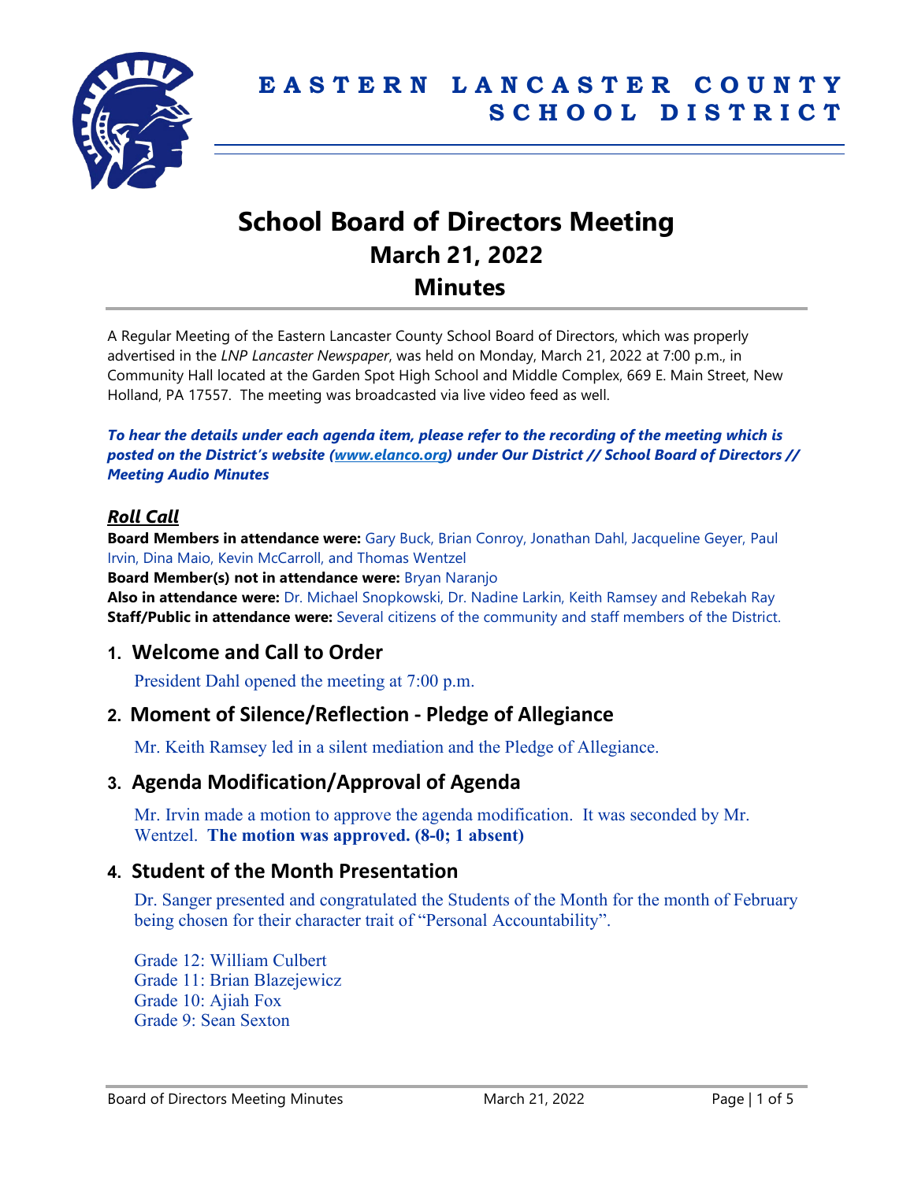# EASTERN LANCASTER COUNTY SCHOOL DISTRICT

# School Board of Directors Meeting
## March 21, 2022
## Minutes

A Regular Meeting of the Eastern Lancaster County School Board of Directors, which was properly advertised in the *LNP Lancaster Newspaper*, was held on Monday, March 21, 2022 at 7:00 p.m., in Community Hall located at the Garden Spot High School and Middle Complex, 669 E. Main Street, New Holland, PA 17557. The meeting was broadcasted via live video feed as well.

***To hear the details under each agenda item, please refer to the recording of the meeting which is posted on the District's website (www.elanco.org) under Our District // School Board of Directors // Meeting Audio Minutes***

### *Roll Call*

**Board Members in attendance were:** Gary Buck, Brian Conroy, Jonathan Dahl, Jacqueline Geyer, Paul Irvin, Dina Maio, Kevin McCarroll, and Thomas Wentzel

**Board Member(s) not in attendance were:** Bryan Naranjo

**Also in attendance were:** Dr. Michael Snopkowski, Dr. Nadine Larkin, Keith Ramsey and Rebekah Ray

**Staff/Public in attendance were:** Several citizens of the community and staff members of the District.

## 1. Welcome and Call to Order

President Dahl opened the meeting at 7:00 p.m.

## 2. Moment of Silence/Reflection - Pledge of Allegiance

Mr. Keith Ramsey led in a silent mediation and the Pledge of Allegiance.

## 3. Agenda Modification/Approval of Agenda

Mr. Irvin made a motion to approve the agenda modification. It was seconded by Mr. Wentzel. **The motion was approved. (8-0; 1 absent)**

## 4. Student of the Month Presentation

Dr. Sanger presented and congratulated the Students of the Month for the month of February being chosen for their character trait of "Personal Accountability".

Grade 12: William Culbert
Grade 11: Brian Blazejewicz
Grade 10: Ajiah Fox
Grade 9: Sean Sexton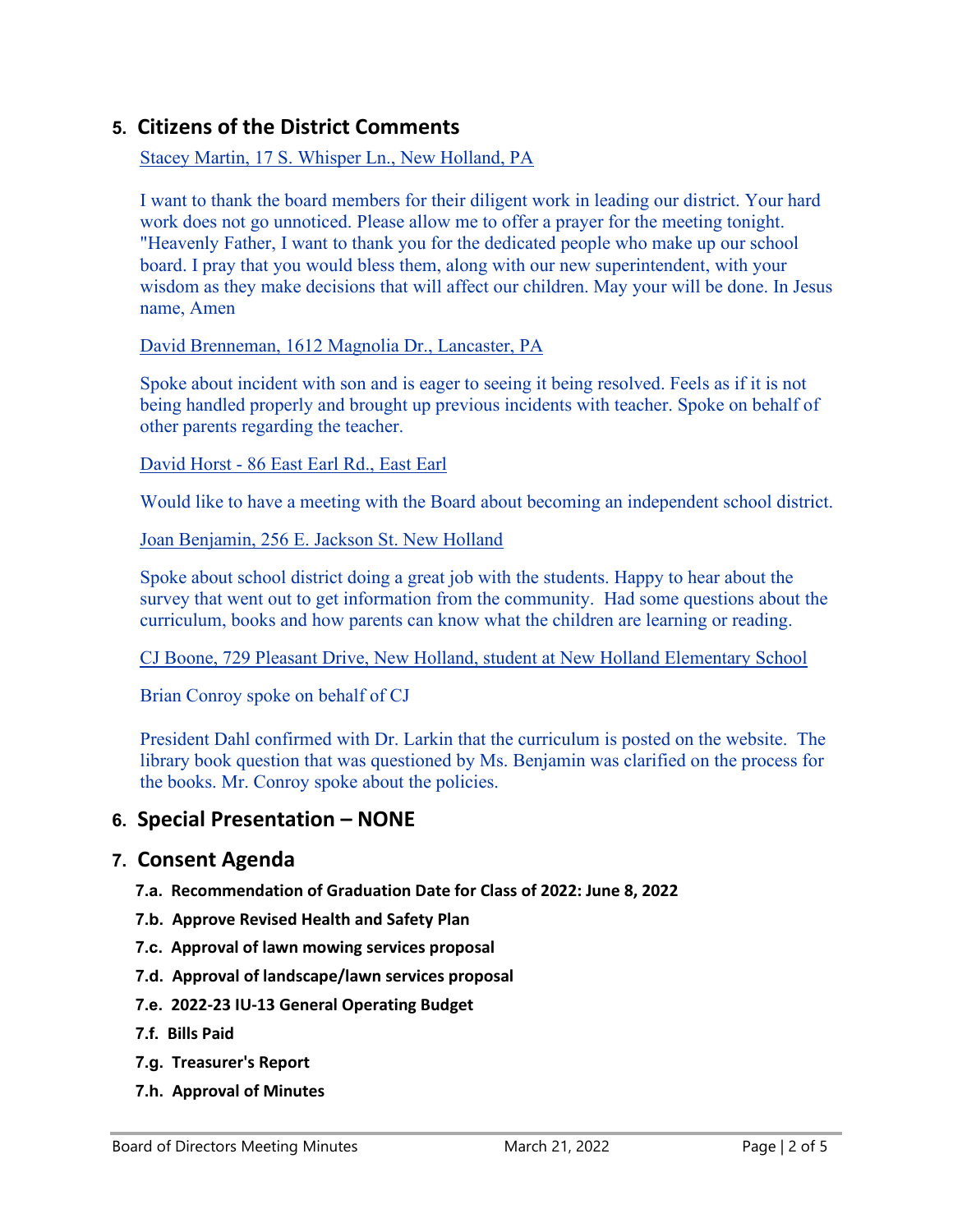## 5. Citizens of the District Comments

Stacey Martin, 17 S. Whisper Ln., New Holland, PA

I want to thank the board members for their diligent work in leading our district. Your hard work does not go unnoticed. Please allow me to offer a prayer for the meeting tonight. "Heavenly Father, I want to thank you for the dedicated people who make up our school board. I pray that you would bless them, along with our new superintendent, with your wisdom as they make decisions that will affect our children. May your will be done. In Jesus name, Amen

David Brenneman, 1612 Magnolia Dr., Lancaster, PA

Spoke about incident with son and is eager to seeing it being resolved. Feels as if it is not being handled properly and brought up previous incidents with teacher. Spoke on behalf of other parents regarding the teacher.

David Horst - 86 East Earl Rd., East Earl

Would like to have a meeting with the Board about becoming an independent school district.

Joan Benjamin, 256 E. Jackson St. New Holland

Spoke about school district doing a great job with the students. Happy to hear about the survey that went out to get information from the community. Had some questions about the curriculum, books and how parents can know what the children are learning or reading.

CJ Boone, 729 Pleasant Drive, New Holland, student at New Holland Elementary School

Brian Conroy spoke on behalf of CJ

President Dahl confirmed with Dr. Larkin that the curriculum is posted on the website. The library book question that was questioned by Ms. Benjamin was clarified on the process for the books. Mr. Conroy spoke about the policies.

## 6. Special Presentation – NONE

## 7. Consent Agenda

**7.a. Recommendation of Graduation Date for Class of 2022: June 8, 2022**

**7.b. Approve Revised Health and Safety Plan**

**7.c. Approval of lawn mowing services proposal**

**7.d. Approval of landscape/lawn services proposal**

**7.e. 2022-23 IU-13 General Operating Budget**

**7.f. Bills Paid**

**7.g. Treasurer's Report**

**7.h. Approval of Minutes**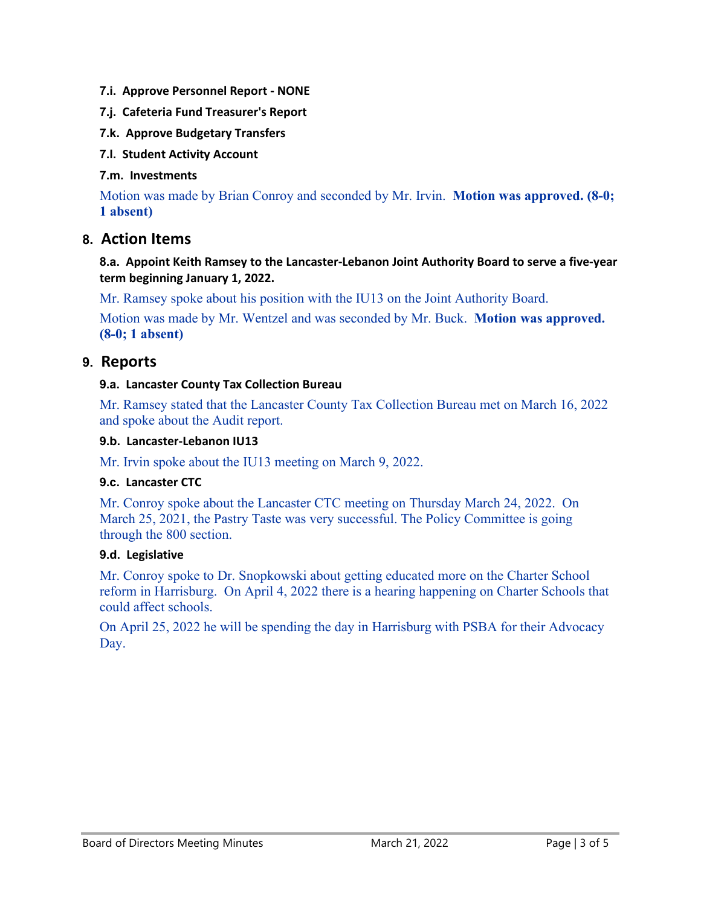**7.i. Approve Personnel Report - NONE**

**7.j. Cafeteria Fund Treasurer's Report**

**7.k. Approve Budgetary Transfers**

**7.l. Student Activity Account**

**7.m. Investments**

Motion was made by Brian Conroy and seconded by Mr. Irvin. **Motion was approved. (8-0; 1 absent)**

## 8. Action Items

### 8.a. Appoint Keith Ramsey to the Lancaster-Lebanon Joint Authority Board to serve a five-year term beginning January 1, 2022.

Mr. Ramsey spoke about his position with the IU13 on the Joint Authority Board.

Motion was made by Mr. Wentzel and was seconded by Mr. Buck. **Motion was approved. (8-0; 1 absent)**

## 9. Reports

### 9.a. Lancaster County Tax Collection Bureau

Mr. Ramsey stated that the Lancaster County Tax Collection Bureau met on March 16, 2022 and spoke about the Audit report.

### 9.b. Lancaster-Lebanon IU13

Mr. Irvin spoke about the IU13 meeting on March 9, 2022.

### 9.c. Lancaster CTC

Mr. Conroy spoke about the Lancaster CTC meeting on Thursday March 24, 2022. On March 25, 2021, the Pastry Taste was very successful. The Policy Committee is going through the 800 section.

### 9.d. Legislative

Mr. Conroy spoke to Dr. Snopkowski about getting educated more on the Charter School reform in Harrisburg. On April 4, 2022 there is a hearing happening on Charter Schools that could affect schools.

On April 25, 2022 he will be spending the day in Harrisburg with PSBA for their Advocacy Day.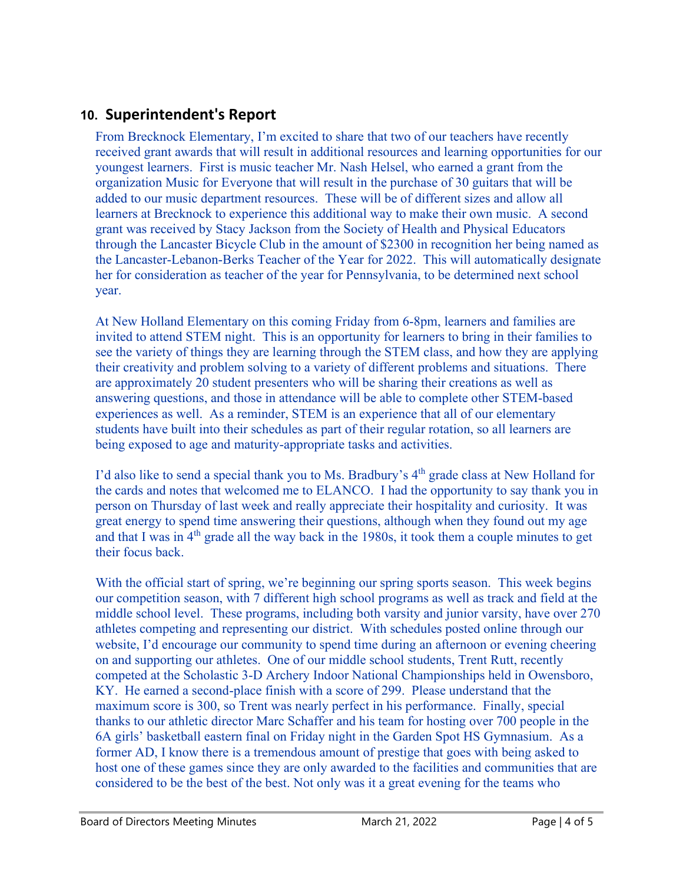## 10. Superintendent's Report

From Brecknock Elementary, I'm excited to share that two of our teachers have recently received grant awards that will result in additional resources and learning opportunities for our youngest learners. First is music teacher Mr. Nash Helsel, who earned a grant from the organization Music for Everyone that will result in the purchase of 30 guitars that will be added to our music department resources. These will be of different sizes and allow all learners at Brecknock to experience this additional way to make their own music. A second grant was received by Stacy Jackson from the Society of Health and Physical Educators through the Lancaster Bicycle Club in the amount of $2300 in recognition her being named as the Lancaster-Lebanon-Berks Teacher of the Year for 2022. This will automatically designate her for consideration as teacher of the year for Pennsylvania, to be determined next school year.

At New Holland Elementary on this coming Friday from 6-8pm, learners and families are invited to attend STEM night. This is an opportunity for learners to bring in their families to see the variety of things they are learning through the STEM class, and how they are applying their creativity and problem solving to a variety of different problems and situations. There are approximately 20 student presenters who will be sharing their creations as well as answering questions, and those in attendance will be able to complete other STEM-based experiences as well. As a reminder, STEM is an experience that all of our elementary students have built into their schedules as part of their regular rotation, so all learners are being exposed to age and maturity-appropriate tasks and activities.

I'd also like to send a special thank you to Ms. Bradbury's 4th grade class at New Holland for the cards and notes that welcomed me to ELANCO. I had the opportunity to say thank you in person on Thursday of last week and really appreciate their hospitality and curiosity. It was great energy to spend time answering their questions, although when they found out my age and that I was in 4th grade all the way back in the 1980s, it took them a couple minutes to get their focus back.

With the official start of spring, we're beginning our spring sports season. This week begins our competition season, with 7 different high school programs as well as track and field at the middle school level. These programs, including both varsity and junior varsity, have over 270 athletes competing and representing our district. With schedules posted online through our website, I'd encourage our community to spend time during an afternoon or evening cheering on and supporting our athletes. One of our middle school students, Trent Rutt, recently competed at the Scholastic 3-D Archery Indoor National Championships held in Owensboro, KY. He earned a second-place finish with a score of 299. Please understand that the maximum score is 300, so Trent was nearly perfect in his performance. Finally, special thanks to our athletic director Marc Schaffer and his team for hosting over 700 people in the 6A girls' basketball eastern final on Friday night in the Garden Spot HS Gymnasium. As a former AD, I know there is a tremendous amount of prestige that goes with being asked to host one of these games since they are only awarded to the facilities and communities that are considered to be the best of the best. Not only was it a great evening for the teams who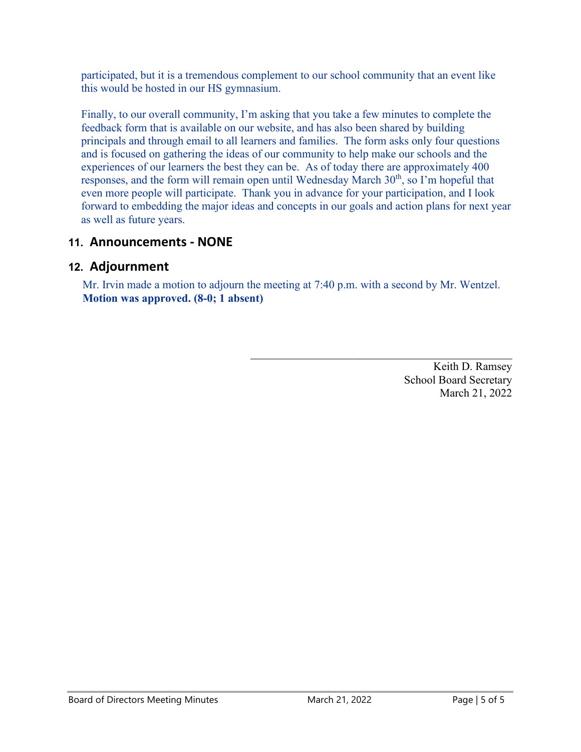participated, but it is a tremendous complement to our school community that an event like this would be hosted in our HS gymnasium.

Finally, to our overall community, I'm asking that you take a few minutes to complete the feedback form that is available on our website, and has also been shared by building principals and through email to all learners and families. The form asks only four questions and is focused on gathering the ideas of our community to help make our schools and the experiences of our learners the best they can be. As of today there are approximately 400 responses, and the form will remain open until Wednesday March 30th, so I'm hopeful that even more people will participate. Thank you in advance for your participation, and I look forward to embedding the major ideas and concepts in our goals and action plans for next year as well as future years.

## 11. Announcements - NONE

## 12. Adjournment

Mr. Irvin made a motion to adjourn the meeting at 7:40 p.m. with a second by Mr. Wentzel. **Motion was approved. (8-0; 1 absent)**

\_\_\_\_\_\_\_\_\_\_\_\_\_\_\_\_\_\_\_\_\_\_\_\_\_\_\_\_\_\_\_\_\_\_\_\_\_\_\_\_

Keith D. Ramsey
School Board Secretary
March 21, 2022